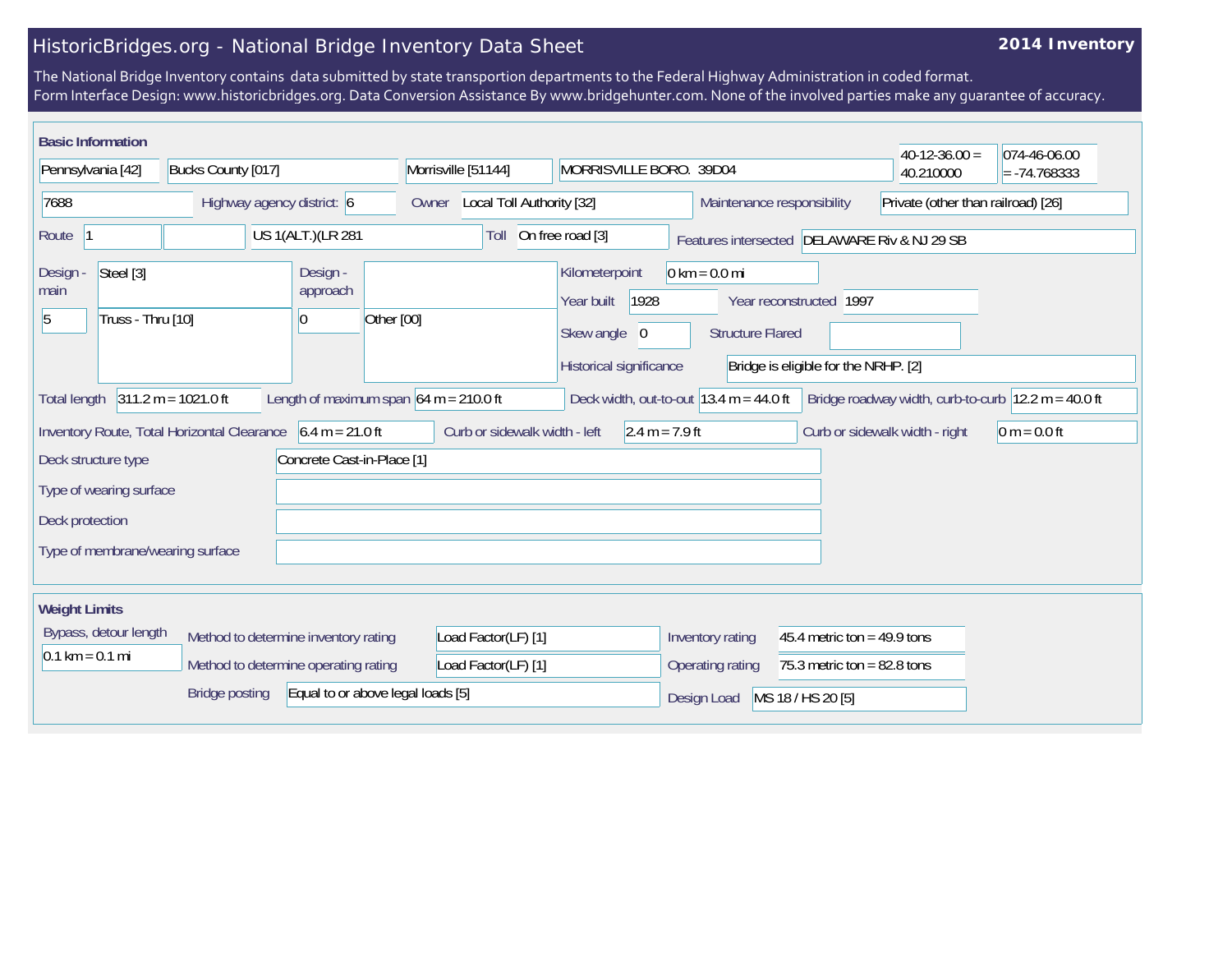# HistoricBridges.org - National Bridge Inventory Data Sheet

**2014 Inventory**

The National Bridge Inventory contains data submitted by state transportion departments to the Federal Highway Administration in coded format.
Form Interface Design: www.historicbridges.org. Data Conversion Assistance By www.bridgehunter.com. None of the involved parties make any guarantee of accuracy.

## Basic Information

| | | | | | |
|---|---|---|---|---|---|
| Pennsylvania [42] | Bucks County [017] | Morrisville [51144] | MORRISVILLE BORO. 39D04 | 40-12-36.00 = 40.210000 | 074-46-06.00 = -74.768333 |

- 7688
- Highway agency district: 6
- Owner: Local Toll Authority [32]
- Maintenance responsibility: Private (other than railroad) [26]
- Route: 1 | US 1(ALT.)(LR 281
- Toll: On free road [3]
- Features intersected: DELAWARE Riv & NJ 29 SB
- Design - main: Steel [3] | 5 | Truss - Thru [10]
- Design - approach: 0 | Other [00]
- Kilometerpoint: 0 km = 0.0 mi
- Year built: 1928
- Year reconstructed: 1997
- Skew angle: 0
- Structure Flared:
- Historical significance: Bridge is eligible for the NRHP. [2]
- Total length: 311.2 m = 1021.0 ft
- Length of maximum span: 64 m = 210.0 ft
- Deck width, out-to-out: 13.4 m = 44.0 ft
- Bridge roadway width, curb-to-curb: 12.2 m = 40.0 ft
- Inventory Route, Total Horizontal Clearance: 6.4 m = 21.0 ft
- Curb or sidewalk width - left: 2.4 m = 7.9 ft
- Curb or sidewalk width - right: 0 m = 0.0 ft
- Deck structure type: Concrete Cast-in-Place [1]
- Type of wearing surface:
- Deck protection:
- Type of membrane/wearing surface:

## Weight Limits

- Bypass, detour length: 0.1 km = 0.1 mi
- Method to determine inventory rating: Load Factor(LF) [1]
- Inventory rating: 45.4 metric ton = 49.9 tons
- Method to determine operating rating: Load Factor(LF) [1]
- Operating rating: 75.3 metric ton = 82.8 tons
- Bridge posting: Equal to or above legal loads [5]
- Design Load: MS 18 / HS 20 [5]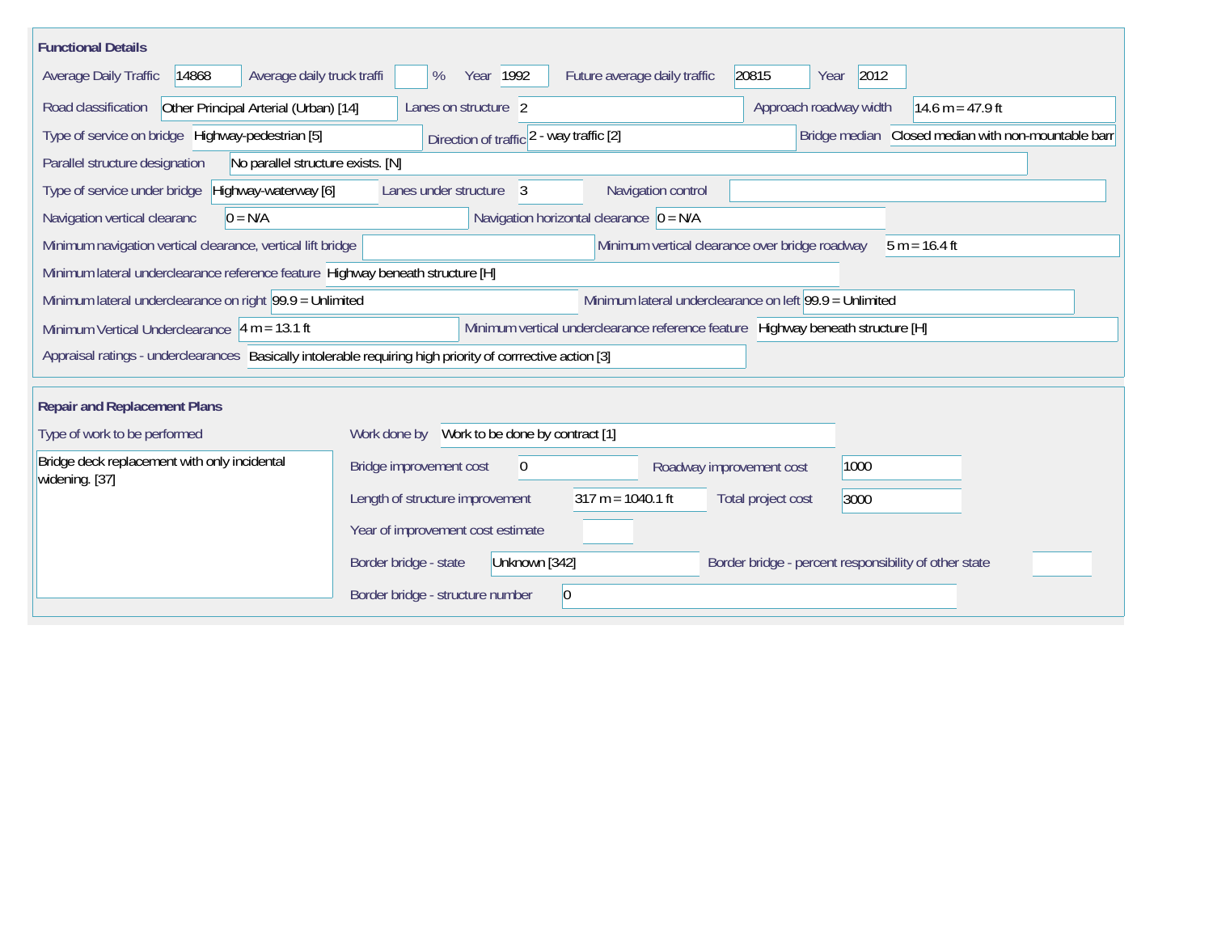## Functional Details

| Field | Value |
| --- | --- |
| Average Daily Traffic | 14868 |
| Average daily truck traffi | % |
| Year | 1992 |
| Future average daily traffic | 20815 |
| Year | 2012 |
| Road classification | Other Principal Arterial (Urban) [14] |
| Lanes on structure | 2 |
| Approach roadway width | 14.6 m = 47.9 ft |
| Type of service on bridge | Highway-pedestrian [5] |
| Direction of traffic | 2 - way traffic [2] |
| Bridge median | Closed median with non-mountable barr |
| Parallel structure designation | No parallel structure exists. [N] |
| Type of service under bridge | Highway-waterway [6] |
| Lanes under structure | 3 |
| Navigation control | |
| Navigation vertical clearanc | 0 = N/A |
| Navigation horizontal clearance | 0 = N/A |
| Minimum navigation vertical clearance, vertical lift bridge | |
| Minimum vertical clearance over bridge roadway | 5 m = 16.4 ft |
| Minimum lateral underclearance reference feature | Highway beneath structure [H] |
| Minimum lateral underclearance on right | 99.9 = Unlimited |
| Minimum lateral underclearance on left | 99.9 = Unlimited |
| Minimum Vertical Underclearance | 4 m = 13.1 ft |
| Minimum vertical underclearance reference feature | Highway beneath structure [H] |
| Appraisal ratings - underclearances | Basically intolerable requiring high priority of corrrective action [3] |

## Repair and Replacement Plans

| Field | Value |
| --- | --- |
| Type of work to be performed | Bridge deck replacement with only incidental widening. [37] |
| Work done by | Work to be done by contract [1] |
| Bridge improvement cost | 0 |
| Roadway improvement cost | 1000 |
| Length of structure improvement | 317 m = 1040.1 ft |
| Total project cost | 3000 |
| Year of improvement cost estimate | |
| Border bridge - state | Unknown [342] |
| Border bridge - percent responsibility of other state | |
| Border bridge - structure number | 0 |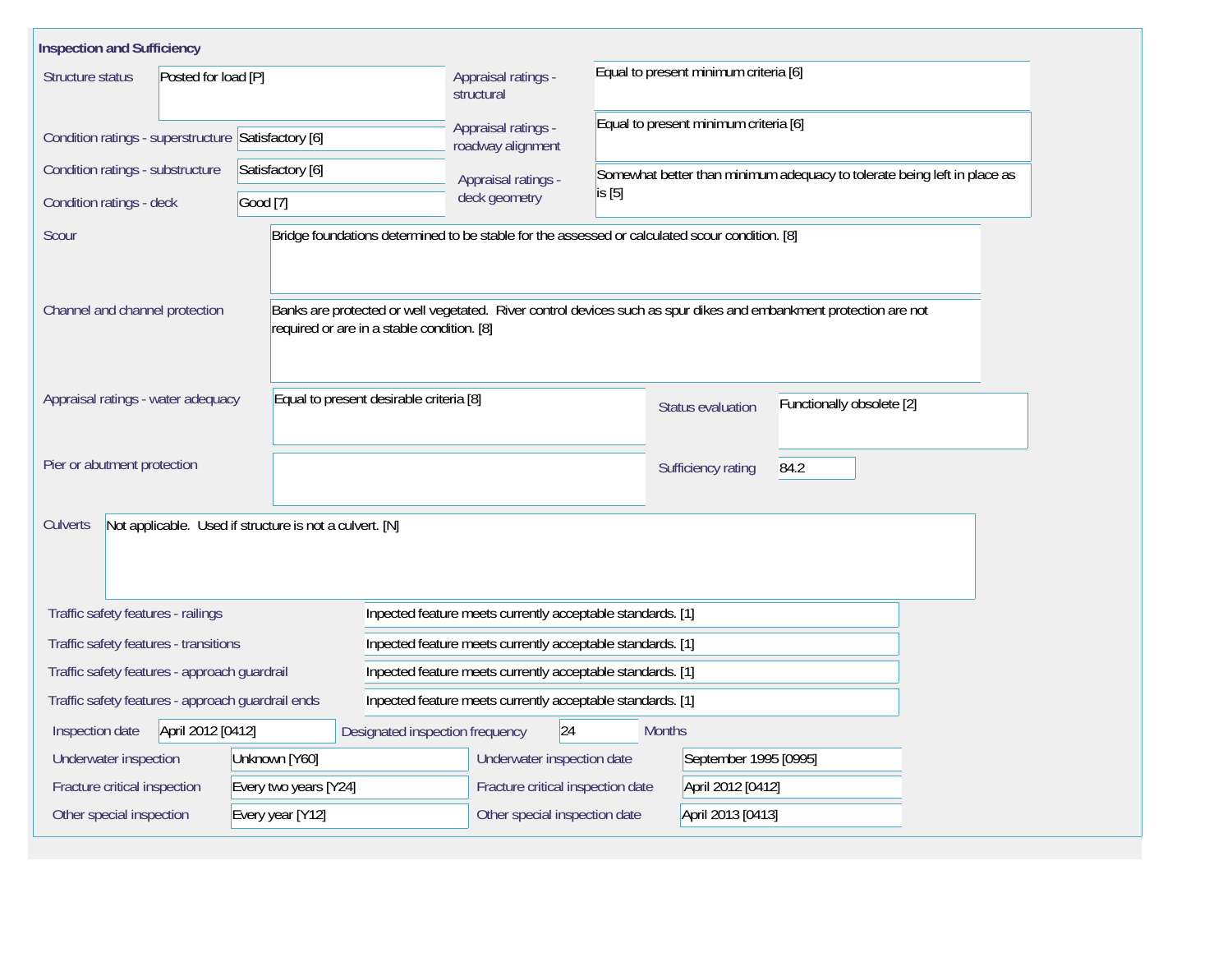## Inspection and Sufficiency

| | |
|---|---|
| Structure status | Posted for load [P] |
| Appraisal ratings - structural | Equal to present minimum criteria [6] |
| Condition ratings - superstructure | Satisfactory [6] |
| Appraisal ratings - roadway alignment | Equal to present minimum criteria [6] |
| Condition ratings - substructure | Satisfactory [6] |
| Appraisal ratings - deck geometry | Somewhat better than minimum adequacy to tolerate being left in place as is [5] |
| Condition ratings - deck | Good [7] |
| Scour | Bridge foundations determined to be stable for the assessed or calculated scour condition. [8] |
| Channel and channel protection | Banks are protected or well vegetated. River control devices such as spur dikes and embankment protection are not required or are in a stable condition. [8] |
| Appraisal ratings - water adequacy | Equal to present desirable criteria [8] |
| Status evaluation | Functionally obsolete [2] |
| Pier or abutment protection | |
| Sufficiency rating | 84.2 |
| Culverts | Not applicable. Used if structure is not a culvert. [N] |
| Traffic safety features - railings | Inpected feature meets currently acceptable standards. [1] |
| Traffic safety features - transitions | Inpected feature meets currently acceptable standards. [1] |
| Traffic safety features - approach guardrail | Inpected feature meets currently acceptable standards. [1] |
| Traffic safety features - approach guardrail ends | Inpected feature meets currently acceptable standards. [1] |
| Inspection date | April 2012 [0412] |
| Designated inspection frequency | 24 Months |
| Underwater inspection | Unknown [Y60] |
| Underwater inspection date | September 1995 [0995] |
| Fracture critical inspection | Every two years [Y24] |
| Fracture critical inspection date | April 2012 [0412] |
| Other special inspection | Every year [Y12] |
| Other special inspection date | April 2013 [0413] |